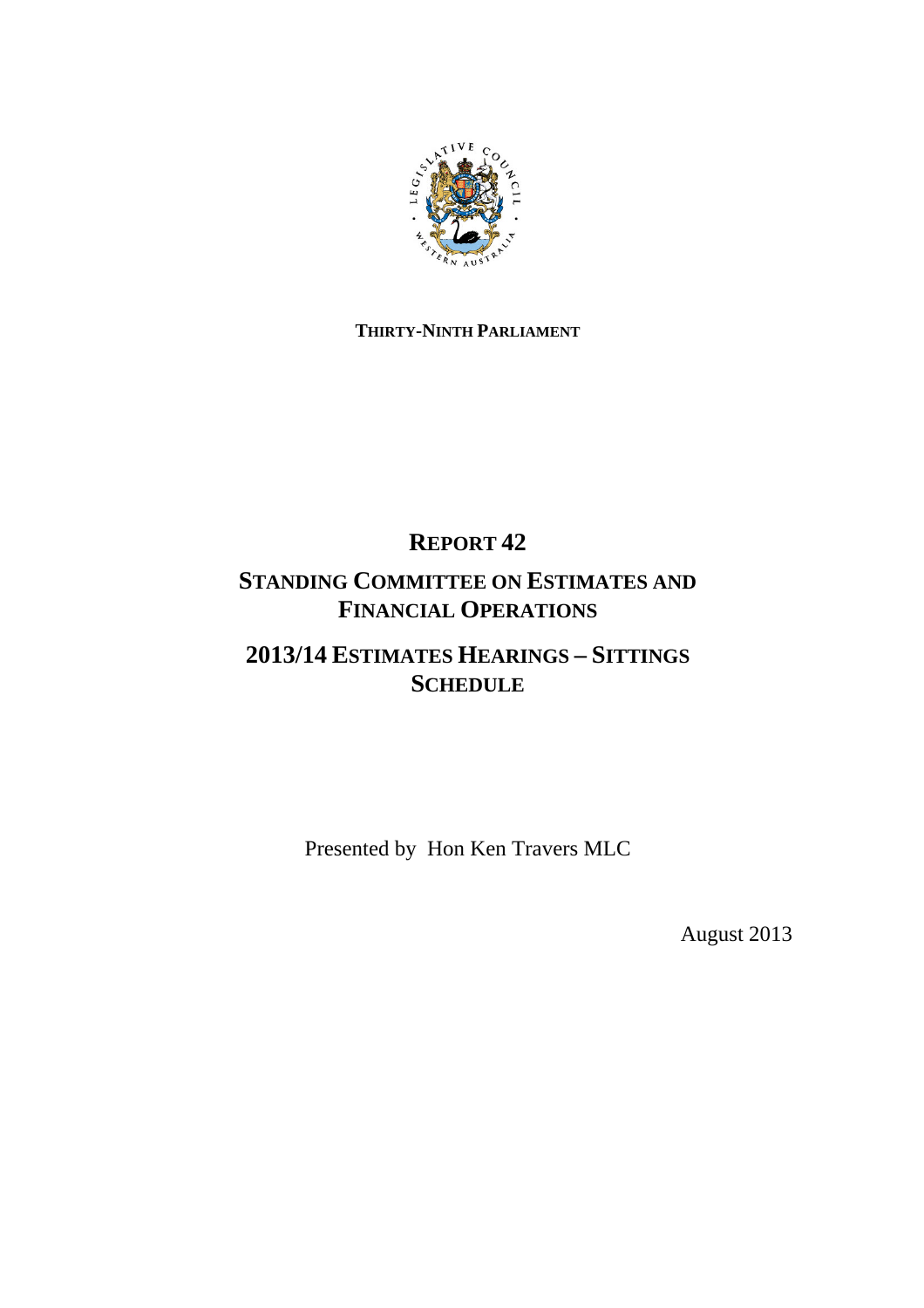**THIRTY-NINTH PARLIAMENT**

# REPORT 42

## STANDING COMMITTEE ON ESTIMATES AND FINANCIAL OPERATIONS

## 2013/14 ESTIMATES HEARINGS – SITTINGS SCHEDULE

Presented by Hon Ken Travers MLC

August 2013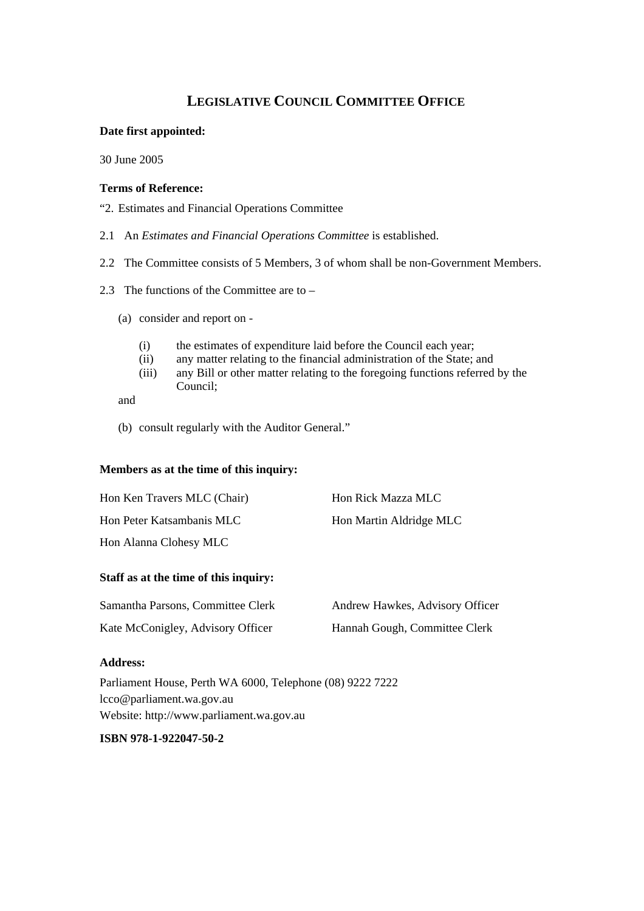# LEGISLATIVE COUNCIL COMMITTEE OFFICE

**Date first appointed:**

30 June 2005

**Terms of Reference:**

"2. Estimates and Financial Operations Committee

2.1 An *Estimates and Financial Operations Committee* is established.

2.2 The Committee consists of 5 Members, 3 of whom shall be non-Government Members.

2.3 The functions of the Committee are to –

(a) consider and report on -

(i) the estimates of expenditure laid before the Council each year;
(ii) any matter relating to the financial administration of the State; and
(iii) any Bill or other matter relating to the foregoing functions referred by the Council;

and

(b) consult regularly with the Auditor General."

**Members as at the time of this inquiry:**

Hon Ken Travers MLC (Chair)
Hon Rick Mazza MLC
Hon Peter Katsambanis MLC
Hon Martin Aldridge MLC
Hon Alanna Clohesy MLC

**Staff as at the time of this inquiry:**

Samantha Parsons, Committee Clerk
Andrew Hawkes, Advisory Officer
Kate McConigley, Advisory Officer
Hannah Gough, Committee Clerk

**Address:**

Parliament House, Perth WA 6000, Telephone (08) 9222 7222
lcco@parliament.wa.gov.au
Website: http://www.parliament.wa.gov.au

**ISBN 978-1-922047-50-2**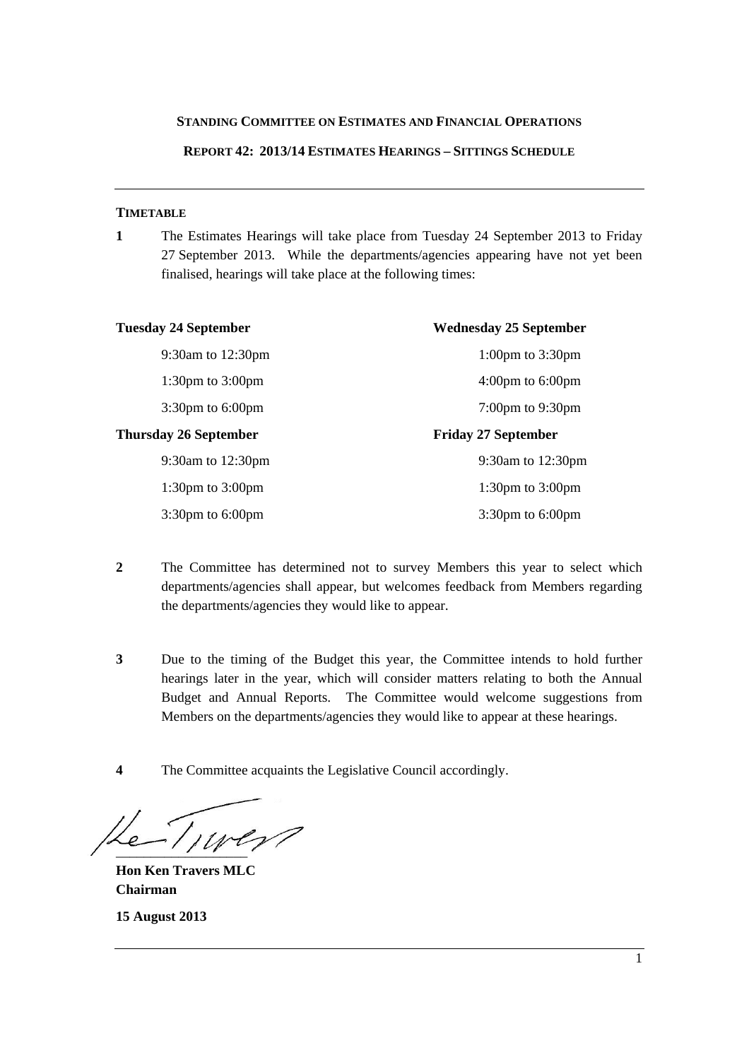**STANDING COMMITTEE ON ESTIMATES AND FINANCIAL OPERATIONS**

**REPORT 42: 2013/14 ESTIMATES HEARINGS – SITTINGS SCHEDULE**

---

**TIMETABLE**

**1** The Estimates Hearings will take place from Tuesday 24 September 2013 to Friday 27 September 2013. While the departments/agencies appearing have not yet been finalised, hearings will take place at the following times:

| | |
|---|---|
| **Tuesday 24 September** | **Wednesday 25 September** |
| 9:30am to 12:30pm | 1:00pm to 3:30pm |
| 1:30pm to 3:00pm | 4:00pm to 6:00pm |
| 3:30pm to 6:00pm | 7:00pm to 9:30pm |
| **Thursday 26 September** | **Friday 27 September** |
| 9:30am to 12:30pm | 9:30am to 12:30pm |
| 1:30pm to 3:00pm | 1:30pm to 3:00pm |
| 3:30pm to 6:00pm | 3:30pm to 6:00pm |

**2** The Committee has determined not to survey Members this year to select which departments/agencies shall appear, but welcomes feedback from Members regarding the departments/agencies they would like to appear.

**3** Due to the timing of the Budget this year, the Committee intends to hold further hearings later in the year, which will consider matters relating to both the Annual Budget and Annual Reports. The Committee would welcome suggestions from Members on the departments/agencies they would like to appear at these hearings.

**4** The Committee acquaints the Legislative Council accordingly.

**Hon Ken Travers MLC**
**Chairman**

**15 August 2013**